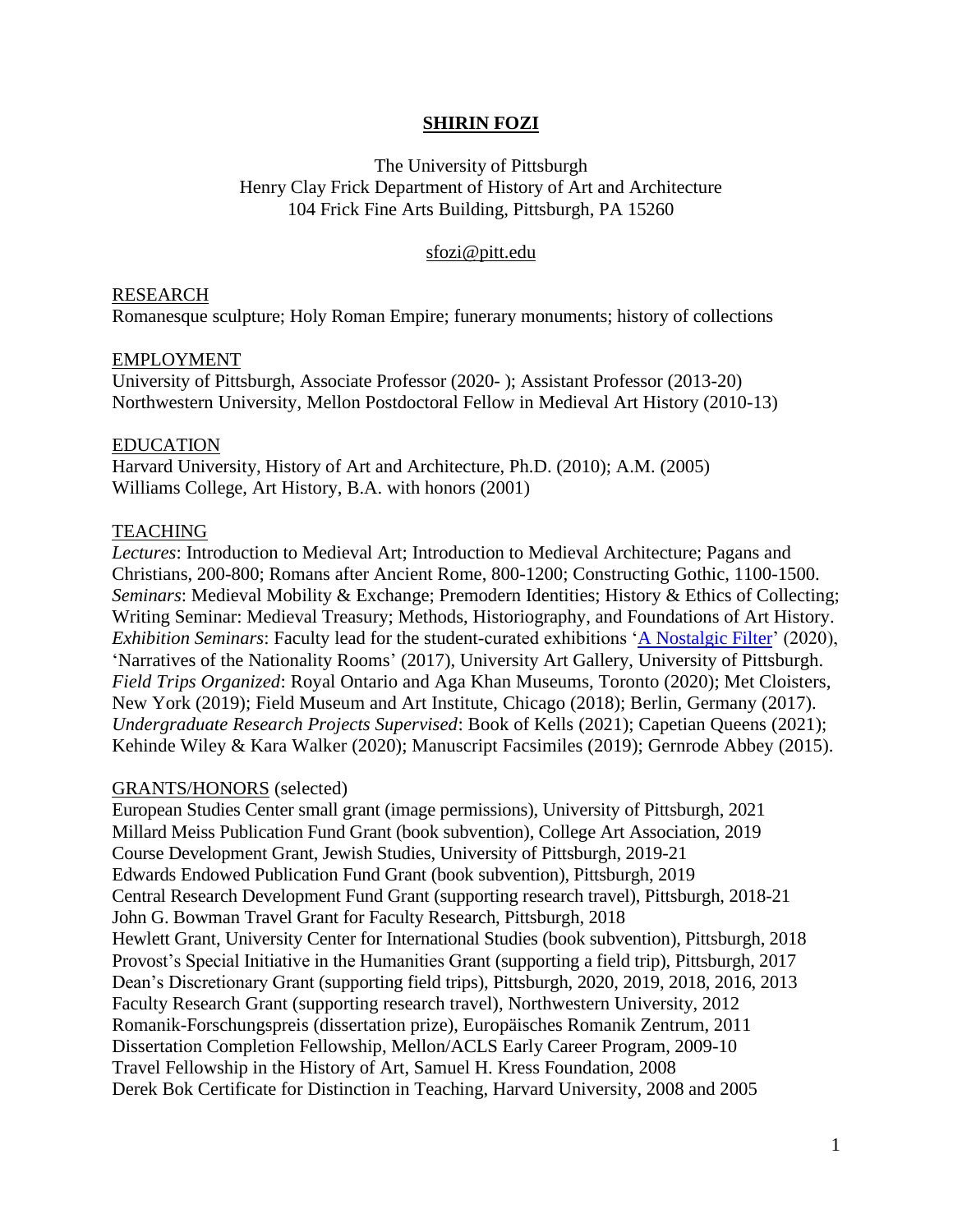# SHIRIN FOZI

The University of Pittsburgh
Henry Clay Frick Department of History of Art and Architecture
104 Frick Fine Arts Building, Pittsburgh, PA 15260

sfozi@pitt.edu

## RESEARCH

Romanesque sculpture; Holy Roman Empire; funerary monuments; history of collections

## EMPLOYMENT

University of Pittsburgh, Associate Professor (2020- ); Assistant Professor (2013-20)
Northwestern University, Mellon Postdoctoral Fellow in Medieval Art History (2010-13)

## EDUCATION

Harvard University, History of Art and Architecture, Ph.D. (2010); A.M. (2005)
Williams College, Art History, B.A. with honors (2001)

## TEACHING

*Lectures*: Introduction to Medieval Art; Introduction to Medieval Architecture; Pagans and Christians, 200-800; Romans after Ancient Rome, 800-1200; Constructing Gothic, 1100-1500.
*Seminars*: Medieval Mobility & Exchange; Premodern Identities; History & Ethics of Collecting; Writing Seminar: Medieval Treasury; Methods, Historiography, and Foundations of Art History.
*Exhibition Seminars*: Faculty lead for the student-curated exhibitions 'A Nostalgic Filter' (2020), 'Narratives of the Nationality Rooms' (2017), University Art Gallery, University of Pittsburgh.
*Field Trips Organized*: Royal Ontario and Aga Khan Museums, Toronto (2020); Met Cloisters, New York (2019); Field Museum and Art Institute, Chicago (2018); Berlin, Germany (2017).
*Undergraduate Research Projects Supervised*: Book of Kells (2021); Capetian Queens (2021); Kehinde Wiley & Kara Walker (2020); Manuscript Facsimiles (2019); Gernrode Abbey (2015).

## GRANTS/HONORS (selected)

European Studies Center small grant (image permissions), University of Pittsburgh, 2021
Millard Meiss Publication Fund Grant (book subvention), College Art Association, 2019
Course Development Grant, Jewish Studies, University of Pittsburgh, 2019-21
Edwards Endowed Publication Fund Grant (book subvention), Pittsburgh, 2019
Central Research Development Fund Grant (supporting research travel), Pittsburgh, 2018-21
John G. Bowman Travel Grant for Faculty Research, Pittsburgh, 2018
Hewlett Grant, University Center for International Studies (book subvention), Pittsburgh, 2018
Provost's Special Initiative in the Humanities Grant (supporting a field trip), Pittsburgh, 2017
Dean's Discretionary Grant (supporting field trips), Pittsburgh, 2020, 2019, 2018, 2016, 2013
Faculty Research Grant (supporting research travel), Northwestern University, 2012
Romanik-Forschungspreis (dissertation prize), Europäisches Romanik Zentrum, 2011
Dissertation Completion Fellowship, Mellon/ACLS Early Career Program, 2009-10
Travel Fellowship in the History of Art, Samuel H. Kress Foundation, 2008
Derek Bok Certificate for Distinction in Teaching, Harvard University, 2008 and 2005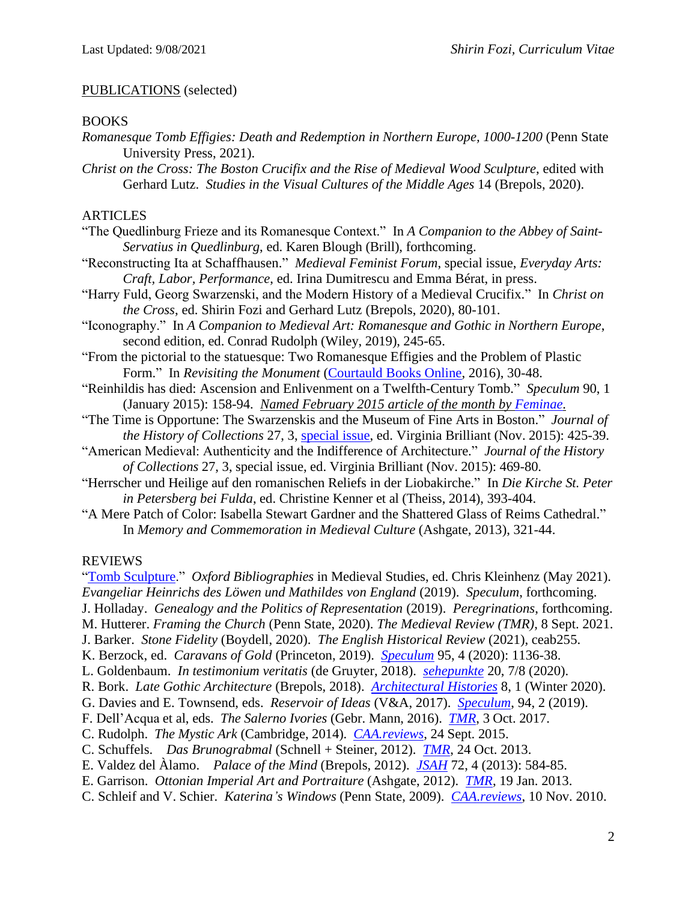PUBLICATIONS (selected)

BOOKS

*Romanesque Tomb Effigies: Death and Redemption in Northern Europe, 1000-1200* (Penn State University Press, 2021).

*Christ on the Cross: The Boston Crucifix and the Rise of Medieval Wood Sculpture*, edited with Gerhard Lutz. *Studies in the Visual Cultures of the Middle Ages* 14 (Brepols, 2020).

ARTICLES

"The Quedlinburg Frieze and its Romanesque Context." In *A Companion to the Abbey of Saint-Servatius in Quedlinburg*, ed. Karen Blough (Brill), forthcoming.

"Reconstructing Ita at Schaffhausen." *Medieval Feminist Forum*, special issue, *Everyday Arts: Craft, Labor, Performance*, ed. Irina Dumitrescu and Emma Bérat, in press.

"Harry Fuld, Georg Swarzenski, and the Modern History of a Medieval Crucifix." In *Christ on the Cross*, ed. Shirin Fozi and Gerhard Lutz (Brepols, 2020), 80-101.

"Iconography." In *A Companion to Medieval Art: Romanesque and Gothic in Northern Europe*, second edition, ed. Conrad Rudolph (Wiley, 2019), 245-65.

"From the pictorial to the statuesque: Two Romanesque Effigies and the Problem of Plastic Form." In *Revisiting the Monument* (Courtauld Books Online, 2016), 30-48.

"Reinhildis has died: Ascension and Enlivenment on a Twelfth-Century Tomb." *Speculum* 90, 1 (January 2015): 158-94. *Named February 2015 article of the month by Feminae.*

"The Time is Opportune: The Swarzenskis and the Museum of Fine Arts in Boston." *Journal of the History of Collections* 27, 3, special issue, ed. Virginia Brilliant (Nov. 2015): 425-39.

"American Medieval: Authenticity and the Indifference of Architecture." *Journal of the History of Collections* 27, 3, special issue, ed. Virginia Brilliant (Nov. 2015): 469-80.

"Herrscher und Heilige auf den romanischen Reliefs in der Liobakirche." In *Die Kirche St. Peter in Petersberg bei Fulda*, ed. Christine Kenner et al (Theiss, 2014), 393-404.

"A Mere Patch of Color: Isabella Stewart Gardner and the Shattered Glass of Reims Cathedral." In *Memory and Commemoration in Medieval Culture* (Ashgate, 2013), 321-44.

REVIEWS

"Tomb Sculpture." *Oxford Bibliographies* in Medieval Studies, ed. Chris Kleinhenz (May 2021).

*Evangeliar Heinrichs des Löwen und Mathildes von England* (2019). *Speculum*, forthcoming.

J. Holladay. *Genealogy and the Politics of Representation* (2019). *Peregrinations*, forthcoming.

M. Hutterer. *Framing the Church* (Penn State, 2020). *The Medieval Review (TMR)*, 8 Sept. 2021.

J. Barker. *Stone Fidelity* (Boydell, 2020). *The English Historical Review* (2021), ceab255.

K. Berzock, ed. *Caravans of Gold* (Princeton, 2019). *Speculum* 95, 4 (2020): 1136-38.

L. Goldenbaum. *In testimonium veritatis* (de Gruyter, 2018). *sehepunkte* 20, 7/8 (2020).

R. Bork. *Late Gothic Architecture* (Brepols, 2018). *Architectural Histories* 8, 1 (Winter 2020).

G. Davies and E. Townsend, eds. *Reservoir of Ideas* (V&A, 2017). *Speculum*, 94, 2 (2019).

F. Dell'Acqua et al, eds. *The Salerno Ivories* (Gebr. Mann, 2016). *TMR*, 3 Oct. 2017.

C. Rudolph. *The Mystic Ark* (Cambridge, 2014). *CAA.reviews*, 24 Sept. 2015.

C. Schuffels. *Das Brunograbmal* (Schnell + Steiner, 2012). *TMR*, 24 Oct. 2013.

E. Valdez del Àlamo. *Palace of the Mind* (Brepols, 2012). *JSAH* 72, 4 (2013): 584-85.

E. Garrison. *Ottonian Imperial Art and Portraiture* (Ashgate, 2012). *TMR*, 19 Jan. 2013.

C. Schleif and V. Schier. *Katerina's Windows* (Penn State, 2009). *CAA.reviews*, 10 Nov. 2010.